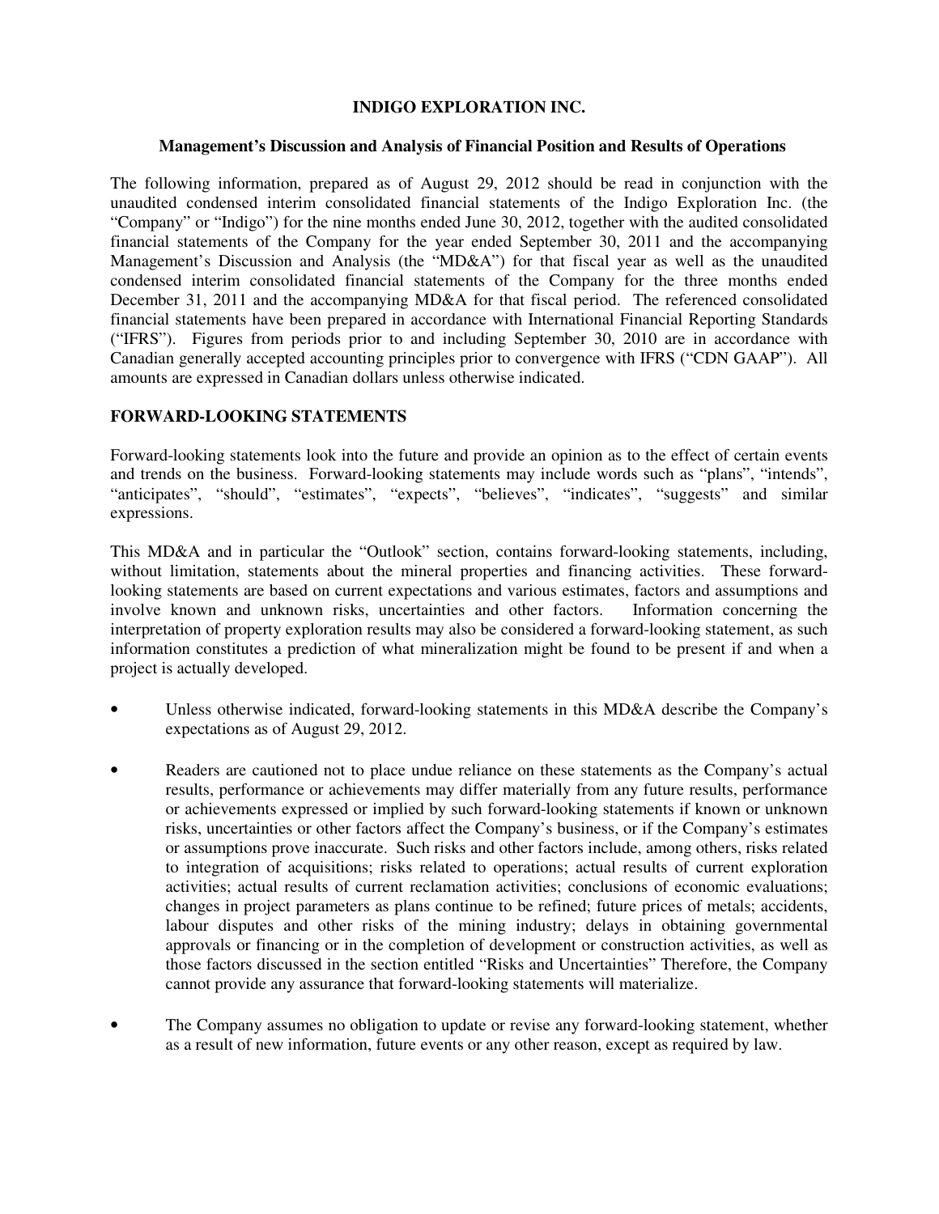# INDIGO EXPLORATION INC.

## Management's Discussion and Analysis of Financial Position and Results of Operations

The following information, prepared as of August 29, 2012 should be read in conjunction with the unaudited condensed interim consolidated financial statements of the Indigo Exploration Inc. (the "Company" or "Indigo") for the nine months ended June 30, 2012, together with the audited consolidated financial statements of the Company for the year ended September 30, 2011 and the accompanying Management's Discussion and Analysis (the "MD&A") for that fiscal year as well as the unaudited condensed interim consolidated financial statements of the Company for the three months ended December 31, 2011 and the accompanying MD&A for that fiscal period. The referenced consolidated financial statements have been prepared in accordance with International Financial Reporting Standards ("IFRS"). Figures from periods prior to and including September 30, 2010 are in accordance with Canadian generally accepted accounting principles prior to convergence with IFRS ("CDN GAAP"). All amounts are expressed in Canadian dollars unless otherwise indicated.

## FORWARD-LOOKING STATEMENTS

Forward-looking statements look into the future and provide an opinion as to the effect of certain events and trends on the business. Forward-looking statements may include words such as "plans", "intends", "anticipates", "should", "estimates", "expects", "believes", "indicates", "suggests" and similar expressions.

This MD&A and in particular the "Outlook" section, contains forward-looking statements, including, without limitation, statements about the mineral properties and financing activities. These forward-looking statements are based on current expectations and various estimates, factors and assumptions and involve known and unknown risks, uncertainties and other factors. Information concerning the interpretation of property exploration results may also be considered a forward-looking statement, as such information constitutes a prediction of what mineralization might be found to be present if and when a project is actually developed.

- Unless otherwise indicated, forward-looking statements in this MD&A describe the Company's expectations as of August 29, 2012.
- Readers are cautioned not to place undue reliance on these statements as the Company's actual results, performance or achievements may differ materially from any future results, performance or achievements expressed or implied by such forward-looking statements if known or unknown risks, uncertainties or other factors affect the Company's business, or if the Company's estimates or assumptions prove inaccurate. Such risks and other factors include, among others, risks related to integration of acquisitions; risks related to operations; actual results of current exploration activities; actual results of current reclamation activities; conclusions of economic evaluations; changes in project parameters as plans continue to be refined; future prices of metals; accidents, labour disputes and other risks of the mining industry; delays in obtaining governmental approvals or financing or in the completion of development or construction activities, as well as those factors discussed in the section entitled "Risks and Uncertainties" Therefore, the Company cannot provide any assurance that forward-looking statements will materialize.
- The Company assumes no obligation to update or revise any forward-looking statement, whether as a result of new information, future events or any other reason, except as required by law.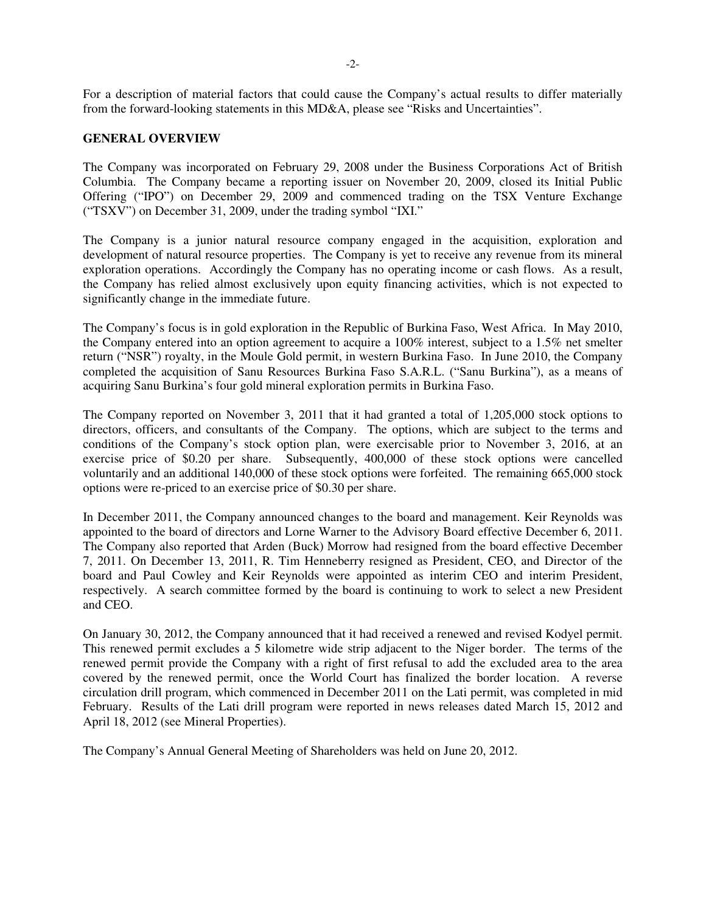For a description of material factors that could cause the Company's actual results to differ materially from the forward-looking statements in this MD&A, please see "Risks and Uncertainties".

## GENERAL OVERVIEW

The Company was incorporated on February 29, 2008 under the Business Corporations Act of British Columbia. The Company became a reporting issuer on November 20, 2009, closed its Initial Public Offering ("IPO") on December 29, 2009 and commenced trading on the TSX Venture Exchange ("TSXV") on December 31, 2009, under the trading symbol "IXI."

The Company is a junior natural resource company engaged in the acquisition, exploration and development of natural resource properties. The Company is yet to receive any revenue from its mineral exploration operations. Accordingly the Company has no operating income or cash flows. As a result, the Company has relied almost exclusively upon equity financing activities, which is not expected to significantly change in the immediate future.

The Company's focus is in gold exploration in the Republic of Burkina Faso, West Africa. In May 2010, the Company entered into an option agreement to acquire a 100% interest, subject to a 1.5% net smelter return ("NSR") royalty, in the Moule Gold permit, in western Burkina Faso. In June 2010, the Company completed the acquisition of Sanu Resources Burkina Faso S.A.R.L. ("Sanu Burkina"), as a means of acquiring Sanu Burkina's four gold mineral exploration permits in Burkina Faso.

The Company reported on November 3, 2011 that it had granted a total of 1,205,000 stock options to directors, officers, and consultants of the Company. The options, which are subject to the terms and conditions of the Company's stock option plan, were exercisable prior to November 3, 2016, at an exercise price of $0.20 per share. Subsequently, 400,000 of these stock options were cancelled voluntarily and an additional 140,000 of these stock options were forfeited. The remaining 665,000 stock options were re-priced to an exercise price of $0.30 per share.

In December 2011, the Company announced changes to the board and management. Keir Reynolds was appointed to the board of directors and Lorne Warner to the Advisory Board effective December 6, 2011. The Company also reported that Arden (Buck) Morrow had resigned from the board effective December 7, 2011. On December 13, 2011, R. Tim Henneberry resigned as President, CEO, and Director of the board and Paul Cowley and Keir Reynolds were appointed as interim CEO and interim President, respectively. A search committee formed by the board is continuing to work to select a new President and CEO.

On January 30, 2012, the Company announced that it had received a renewed and revised Kodyel permit. This renewed permit excludes a 5 kilometre wide strip adjacent to the Niger border. The terms of the renewed permit provide the Company with a right of first refusal to add the excluded area to the area covered by the renewed permit, once the World Court has finalized the border location. A reverse circulation drill program, which commenced in December 2011 on the Lati permit, was completed in mid February. Results of the Lati drill program were reported in news releases dated March 15, 2012 and April 18, 2012 (see Mineral Properties).

The Company's Annual General Meeting of Shareholders was held on June 20, 2012.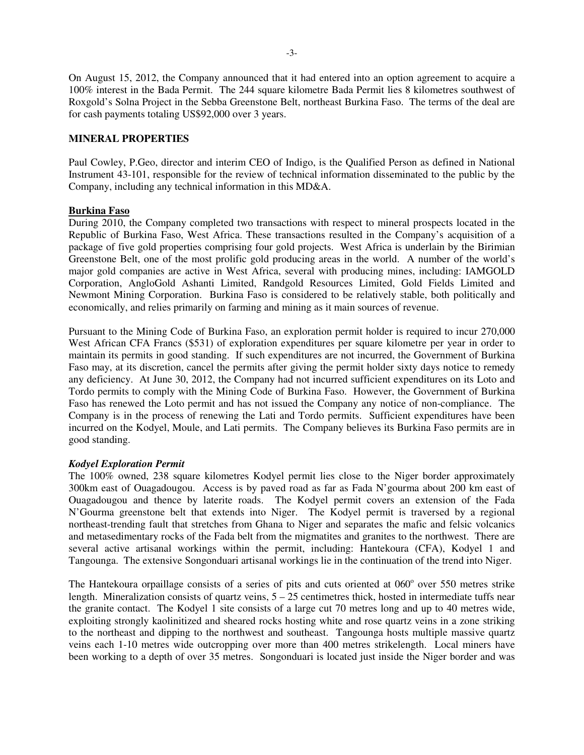On August 15, 2012, the Company announced that it had entered into an option agreement to acquire a 100% interest in the Bada Permit. The 244 square kilometre Bada Permit lies 8 kilometres southwest of Roxgold's Solna Project in the Sebba Greenstone Belt, northeast Burkina Faso. The terms of the deal are for cash payments totaling US$92,000 over 3 years.

**MINERAL PROPERTIES**

Paul Cowley, P.Geo, director and interim CEO of Indigo, is the Qualified Person as defined in National Instrument 43-101, responsible for the review of technical information disseminated to the public by the Company, including any technical information in this MD&A.

**Burkina Faso**

During 2010, the Company completed two transactions with respect to mineral prospects located in the Republic of Burkina Faso, West Africa. These transactions resulted in the Company's acquisition of a package of five gold properties comprising four gold projects. West Africa is underlain by the Birimian Greenstone Belt, one of the most prolific gold producing areas in the world. A number of the world's major gold companies are active in West Africa, several with producing mines, including: IAMGOLD Corporation, AngloGold Ashanti Limited, Randgold Resources Limited, Gold Fields Limited and Newmont Mining Corporation. Burkina Faso is considered to be relatively stable, both politically and economically, and relies primarily on farming and mining as it main sources of revenue.

Pursuant to the Mining Code of Burkina Faso, an exploration permit holder is required to incur 270,000 West African CFA Francs ($531) of exploration expenditures per square kilometre per year in order to maintain its permits in good standing. If such expenditures are not incurred, the Government of Burkina Faso may, at its discretion, cancel the permits after giving the permit holder sixty days notice to remedy any deficiency. At June 30, 2012, the Company had not incurred sufficient expenditures on its Loto and Tordo permits to comply with the Mining Code of Burkina Faso. However, the Government of Burkina Faso has renewed the Loto permit and has not issued the Company any notice of non-compliance. The Company is in the process of renewing the Lati and Tordo permits. Sufficient expenditures have been incurred on the Kodyel, Moule, and Lati permits. The Company believes its Burkina Faso permits are in good standing.

***Kodyel Exploration Permit***

The 100% owned, 238 square kilometres Kodyel permit lies close to the Niger border approximately 300km east of Ouagadougou. Access is by paved road as far as Fada N'gourma about 200 km east of Ouagadougou and thence by laterite roads. The Kodyel permit covers an extension of the Fada N'Gourma greenstone belt that extends into Niger. The Kodyel permit is traversed by a regional northeast-trending fault that stretches from Ghana to Niger and separates the mafic and felsic volcanics and metasedimentary rocks of the Fada belt from the migmatites and granites to the northwest. There are several active artisanal workings within the permit, including: Hantekoura (CFA), Kodyel 1 and Tangounga. The extensive Songonduari artisanal workings lie in the continuation of the trend into Niger.

The Hantekoura orpaillage consists of a series of pits and cuts oriented at 060° over 550 metres strike length. Mineralization consists of quartz veins, 5 – 25 centimetres thick, hosted in intermediate tuffs near the granite contact. The Kodyel 1 site consists of a large cut 70 metres long and up to 40 metres wide, exploiting strongly kaolinitized and sheared rocks hosting white and rose quartz veins in a zone striking to the northeast and dipping to the northwest and southeast. Tangounga hosts multiple massive quartz veins each 1-10 metres wide outcropping over more than 400 metres strikelength. Local miners have been working to a depth of over 35 metres. Songonduari is located just inside the Niger border and was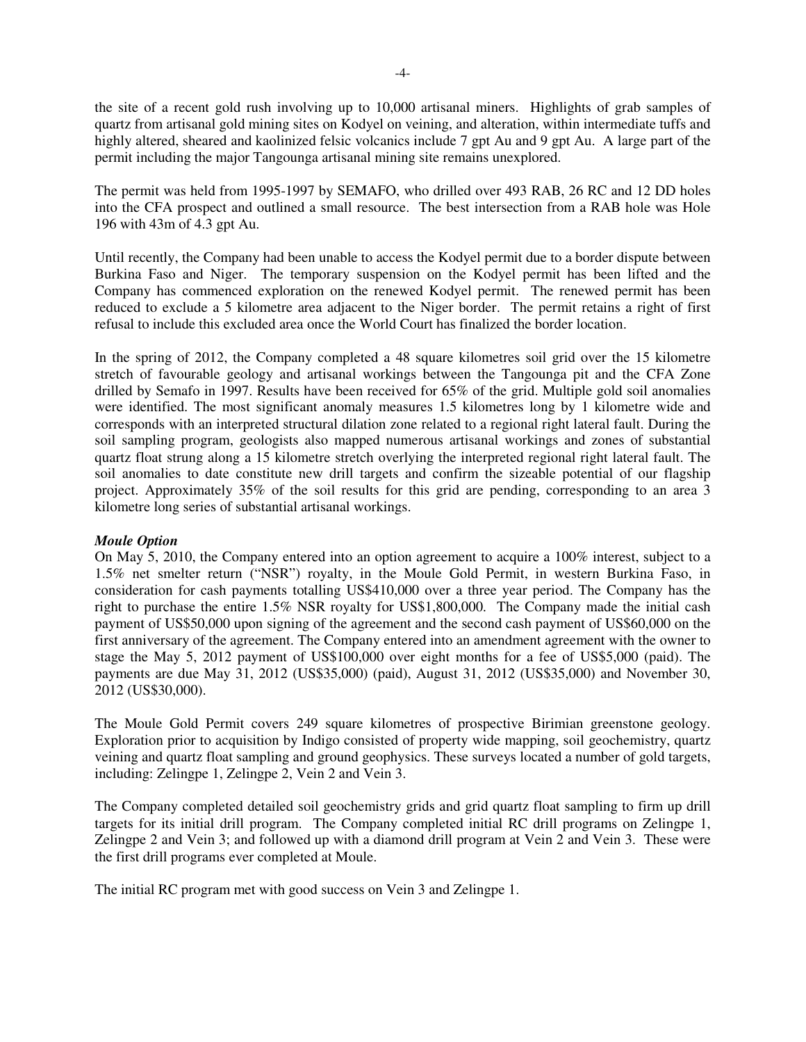the site of a recent gold rush involving up to 10,000 artisanal miners. Highlights of grab samples of quartz from artisanal gold mining sites on Kodyel on veining, and alteration, within intermediate tuffs and highly altered, sheared and kaolinized felsic volcanics include 7 gpt Au and 9 gpt Au. A large part of the permit including the major Tangounga artisanal mining site remains unexplored.

The permit was held from 1995-1997 by SEMAFO, who drilled over 493 RAB, 26 RC and 12 DD holes into the CFA prospect and outlined a small resource. The best intersection from a RAB hole was Hole 196 with 43m of 4.3 gpt Au.

Until recently, the Company had been unable to access the Kodyel permit due to a border dispute between Burkina Faso and Niger. The temporary suspension on the Kodyel permit has been lifted and the Company has commenced exploration on the renewed Kodyel permit. The renewed permit has been reduced to exclude a 5 kilometre area adjacent to the Niger border. The permit retains a right of first refusal to include this excluded area once the World Court has finalized the border location.

In the spring of 2012, the Company completed a 48 square kilometres soil grid over the 15 kilometre stretch of favourable geology and artisanal workings between the Tangounga pit and the CFA Zone drilled by Semafo in 1997. Results have been received for 65% of the grid. Multiple gold soil anomalies were identified. The most significant anomaly measures 1.5 kilometres long by 1 kilometre wide and corresponds with an interpreted structural dilation zone related to a regional right lateral fault. During the soil sampling program, geologists also mapped numerous artisanal workings and zones of substantial quartz float strung along a 15 kilometre stretch overlying the interpreted regional right lateral fault. The soil anomalies to date constitute new drill targets and confirm the sizeable potential of our flagship project. Approximately 35% of the soil results for this grid are pending, corresponding to an area 3 kilometre long series of substantial artisanal workings.

***Moule Option***

On May 5, 2010, the Company entered into an option agreement to acquire a 100% interest, subject to a 1.5% net smelter return ("NSR") royalty, in the Moule Gold Permit, in western Burkina Faso, in consideration for cash payments totalling US$410,000 over a three year period. The Company has the right to purchase the entire 1.5% NSR royalty for US$1,800,000. The Company made the initial cash payment of US$50,000 upon signing of the agreement and the second cash payment of US$60,000 on the first anniversary of the agreement. The Company entered into an amendment agreement with the owner to stage the May 5, 2012 payment of US$100,000 over eight months for a fee of US$5,000 (paid). The payments are due May 31, 2012 (US$35,000) (paid), August 31, 2012 (US$35,000) and November 30, 2012 (US$30,000).

The Moule Gold Permit covers 249 square kilometres of prospective Birimian greenstone geology. Exploration prior to acquisition by Indigo consisted of property wide mapping, soil geochemistry, quartz veining and quartz float sampling and ground geophysics. These surveys located a number of gold targets, including: Zelingpe 1, Zelingpe 2, Vein 2 and Vein 3.

The Company completed detailed soil geochemistry grids and grid quartz float sampling to firm up drill targets for its initial drill program. The Company completed initial RC drill programs on Zelingpe 1, Zelingpe 2 and Vein 3; and followed up with a diamond drill program at Vein 2 and Vein 3. These were the first drill programs ever completed at Moule.

The initial RC program met with good success on Vein 3 and Zelingpe 1.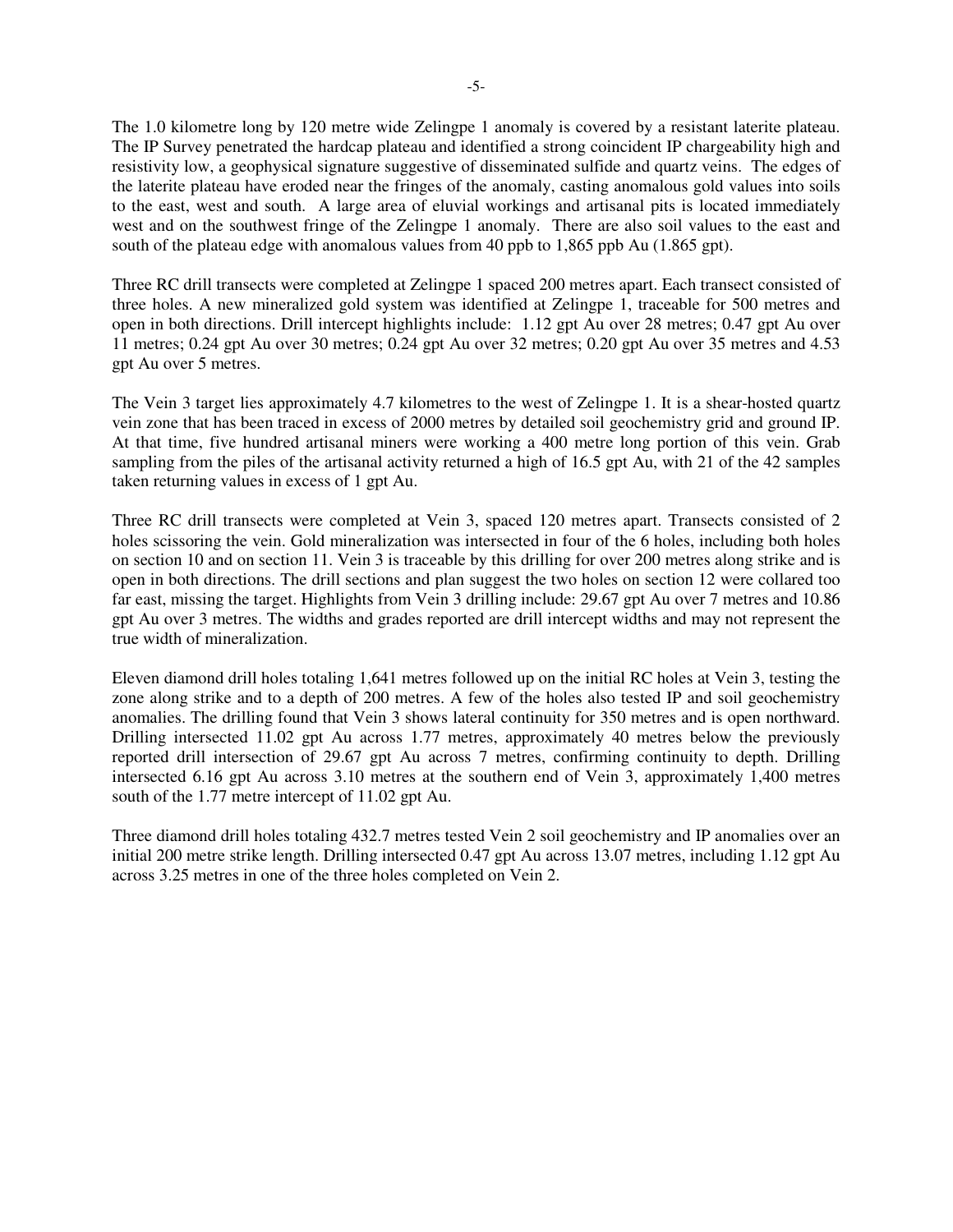The 1.0 kilometre long by 120 metre wide Zelingpe 1 anomaly is covered by a resistant laterite plateau. The IP Survey penetrated the hardcap plateau and identified a strong coincident IP chargeability high and resistivity low, a geophysical signature suggestive of disseminated sulfide and quartz veins. The edges of the laterite plateau have eroded near the fringes of the anomaly, casting anomalous gold values into soils to the east, west and south. A large area of eluvial workings and artisanal pits is located immediately west and on the southwest fringe of the Zelingpe 1 anomaly. There are also soil values to the east and south of the plateau edge with anomalous values from 40 ppb to 1,865 ppb Au (1.865 gpt).

Three RC drill transects were completed at Zelingpe 1 spaced 200 metres apart. Each transect consisted of three holes. A new mineralized gold system was identified at Zelingpe 1, traceable for 500 metres and open in both directions. Drill intercept highlights include: 1.12 gpt Au over 28 metres; 0.47 gpt Au over 11 metres; 0.24 gpt Au over 30 metres; 0.24 gpt Au over 32 metres; 0.20 gpt Au over 35 metres and 4.53 gpt Au over 5 metres.

The Vein 3 target lies approximately 4.7 kilometres to the west of Zelingpe 1. It is a shear-hosted quartz vein zone that has been traced in excess of 2000 metres by detailed soil geochemistry grid and ground IP. At that time, five hundred artisanal miners were working a 400 metre long portion of this vein. Grab sampling from the piles of the artisanal activity returned a high of 16.5 gpt Au, with 21 of the 42 samples taken returning values in excess of 1 gpt Au.

Three RC drill transects were completed at Vein 3, spaced 120 metres apart. Transects consisted of 2 holes scissoring the vein. Gold mineralization was intersected in four of the 6 holes, including both holes on section 10 and on section 11. Vein 3 is traceable by this drilling for over 200 metres along strike and is open in both directions. The drill sections and plan suggest the two holes on section 12 were collared too far east, missing the target. Highlights from Vein 3 drilling include: 29.67 gpt Au over 7 metres and 10.86 gpt Au over 3 metres. The widths and grades reported are drill intercept widths and may not represent the true width of mineralization.

Eleven diamond drill holes totaling 1,641 metres followed up on the initial RC holes at Vein 3, testing the zone along strike and to a depth of 200 metres. A few of the holes also tested IP and soil geochemistry anomalies. The drilling found that Vein 3 shows lateral continuity for 350 metres and is open northward. Drilling intersected 11.02 gpt Au across 1.77 metres, approximately 40 metres below the previously reported drill intersection of 29.67 gpt Au across 7 metres, confirming continuity to depth. Drilling intersected 6.16 gpt Au across 3.10 metres at the southern end of Vein 3, approximately 1,400 metres south of the 1.77 metre intercept of 11.02 gpt Au.

Three diamond drill holes totaling 432.7 metres tested Vein 2 soil geochemistry and IP anomalies over an initial 200 metre strike length. Drilling intersected 0.47 gpt Au across 13.07 metres, including 1.12 gpt Au across 3.25 metres in one of the three holes completed on Vein 2.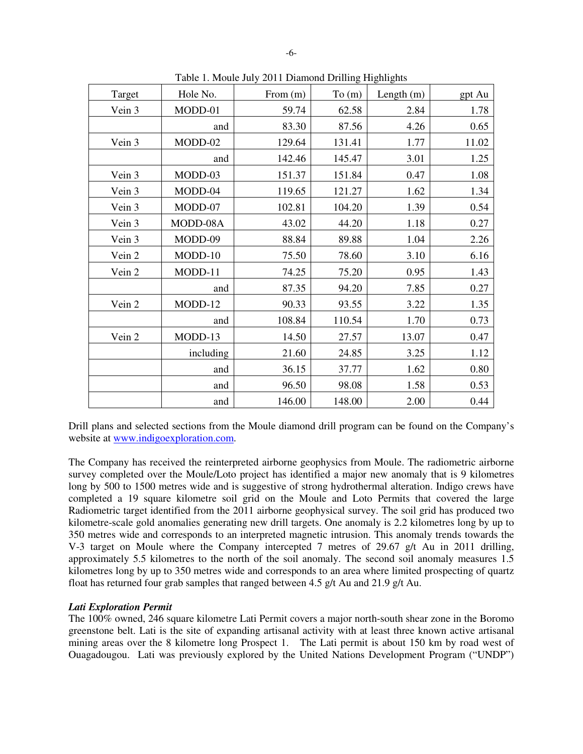Table 1. Moule July 2011 Diamond Drilling Highlights

| Target | Hole No. | From (m) | To (m) | Length (m) | gpt Au |
|---|---|---|---|---|---|
| Vein 3 | MODD-01 | 59.74 | 62.58 | 2.84 | 1.78 |
| | and | 83.30 | 87.56 | 4.26 | 0.65 |
| Vein 3 | MODD-02 | 129.64 | 131.41 | 1.77 | 11.02 |
| | and | 142.46 | 145.47 | 3.01 | 1.25 |
| Vein 3 | MODD-03 | 151.37 | 151.84 | 0.47 | 1.08 |
| Vein 3 | MODD-04 | 119.65 | 121.27 | 1.62 | 1.34 |
| Vein 3 | MODD-07 | 102.81 | 104.20 | 1.39 | 0.54 |
| Vein 3 | MODD-08A | 43.02 | 44.20 | 1.18 | 0.27 |
| Vein 3 | MODD-09 | 88.84 | 89.88 | 1.04 | 2.26 |
| Vein 2 | MODD-10 | 75.50 | 78.60 | 3.10 | 6.16 |
| Vein 2 | MODD-11 | 74.25 | 75.20 | 0.95 | 1.43 |
| | and | 87.35 | 94.20 | 7.85 | 0.27 |
| Vein 2 | MODD-12 | 90.33 | 93.55 | 3.22 | 1.35 |
| | and | 108.84 | 110.54 | 1.70 | 0.73 |
| Vein 2 | MODD-13 | 14.50 | 27.57 | 13.07 | 0.47 |
| | including | 21.60 | 24.85 | 3.25 | 1.12 |
| | and | 36.15 | 37.77 | 1.62 | 0.80 |
| | and | 96.50 | 98.08 | 1.58 | 0.53 |
| | and | 146.00 | 148.00 | 2.00 | 0.44 |

Drill plans and selected sections from the Moule diamond drill program can be found on the Company's website at www.indigoexploration.com.

The Company has received the reinterpreted airborne geophysics from Moule. The radiometric airborne survey completed over the Moule/Loto project has identified a major new anomaly that is 9 kilometres long by 500 to 1500 metres wide and is suggestive of strong hydrothermal alteration. Indigo crews have completed a 19 square kilometre soil grid on the Moule and Loto Permits that covered the large Radiometric target identified from the 2011 airborne geophysical survey. The soil grid has produced two kilometre-scale gold anomalies generating new drill targets. One anomaly is 2.2 kilometres long by up to 350 metres wide and corresponds to an interpreted magnetic intrusion. This anomaly trends towards the V-3 target on Moule where the Company intercepted 7 metres of 29.67 g/t Au in 2011 drilling, approximately 5.5 kilometres to the north of the soil anomaly. The second soil anomaly measures 1.5 kilometres long by up to 350 metres wide and corresponds to an area where limited prospecting of quartz float has returned four grab samples that ranged between 4.5 g/t Au and 21.9 g/t Au.

***Lati Exploration Permit***

The 100% owned, 246 square kilometre Lati Permit covers a major north-south shear zone in the Boromo greenstone belt. Lati is the site of expanding artisanal activity with at least three known active artisanal mining areas over the 8 kilometre long Prospect 1. The Lati permit is about 150 km by road west of Ouagadougou. Lati was previously explored by the United Nations Development Program ("UNDP")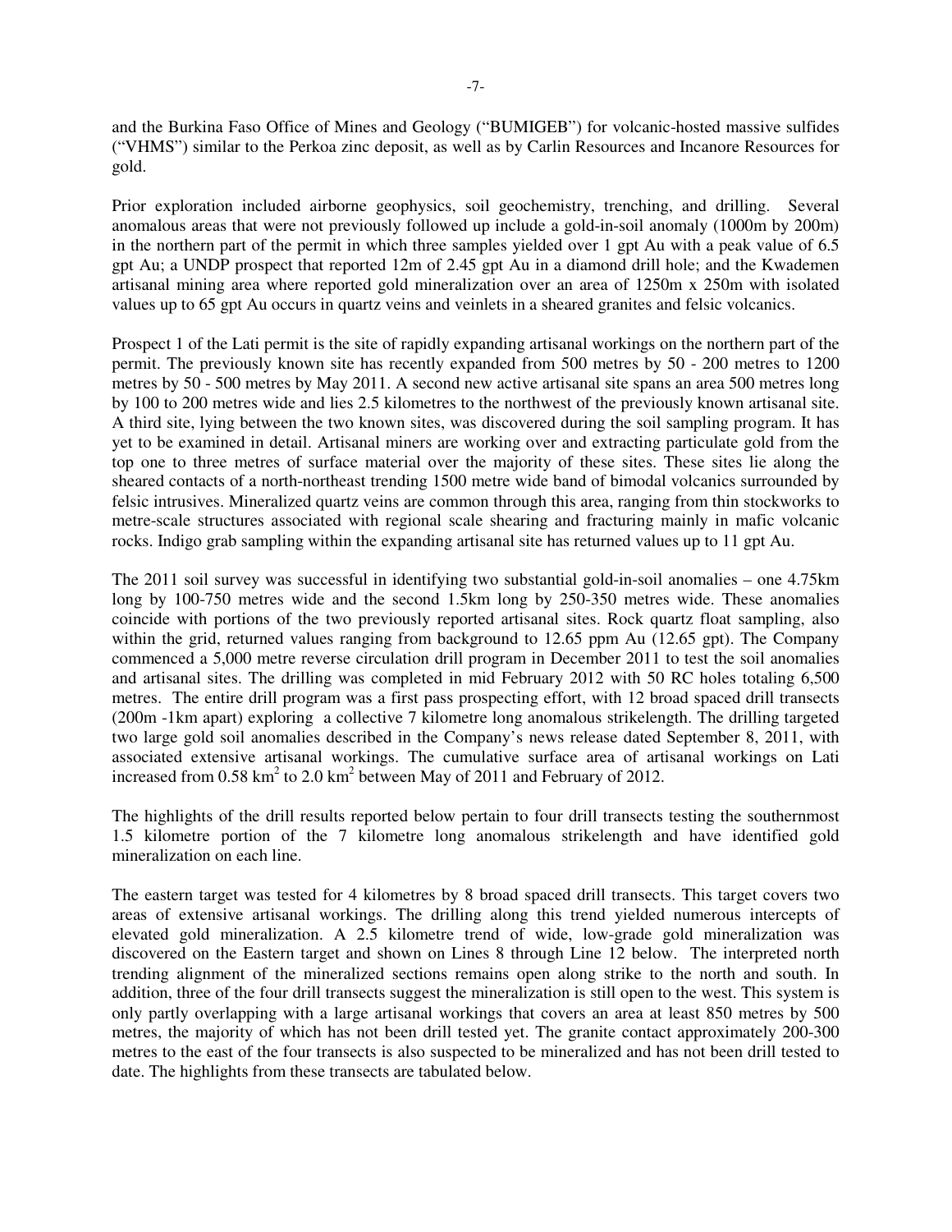and the Burkina Faso Office of Mines and Geology ("BUMIGEB") for volcanic-hosted massive sulfides ("VHMS") similar to the Perkoa zinc deposit, as well as by Carlin Resources and Incanore Resources for gold.

Prior exploration included airborne geophysics, soil geochemistry, trenching, and drilling. Several anomalous areas that were not previously followed up include a gold-in-soil anomaly (1000m by 200m) in the northern part of the permit in which three samples yielded over 1 gpt Au with a peak value of 6.5 gpt Au; a UNDP prospect that reported 12m of 2.45 gpt Au in a diamond drill hole; and the Kwademen artisanal mining area where reported gold mineralization over an area of 1250m x 250m with isolated values up to 65 gpt Au occurs in quartz veins and veinlets in a sheared granites and felsic volcanics.

Prospect 1 of the Lati permit is the site of rapidly expanding artisanal workings on the northern part of the permit. The previously known site has recently expanded from 500 metres by 50 - 200 metres to 1200 metres by 50 - 500 metres by May 2011. A second new active artisanal site spans an area 500 metres long by 100 to 200 metres wide and lies 2.5 kilometres to the northwest of the previously known artisanal site. A third site, lying between the two known sites, was discovered during the soil sampling program. It has yet to be examined in detail. Artisanal miners are working over and extracting particulate gold from the top one to three metres of surface material over the majority of these sites. These sites lie along the sheared contacts of a north-northeast trending 1500 metre wide band of bimodal volcanics surrounded by felsic intrusives. Mineralized quartz veins are common through this area, ranging from thin stockworks to metre-scale structures associated with regional scale shearing and fracturing mainly in mafic volcanic rocks. Indigo grab sampling within the expanding artisanal site has returned values up to 11 gpt Au.

The 2011 soil survey was successful in identifying two substantial gold-in-soil anomalies – one 4.75km long by 100-750 metres wide and the second 1.5km long by 250-350 metres wide. These anomalies coincide with portions of the two previously reported artisanal sites. Rock quartz float sampling, also within the grid, returned values ranging from background to 12.65 ppm Au (12.65 gpt). The Company commenced a 5,000 metre reverse circulation drill program in December 2011 to test the soil anomalies and artisanal sites. The drilling was completed in mid February 2012 with 50 RC holes totaling 6,500 metres. The entire drill program was a first pass prospecting effort, with 12 broad spaced drill transects (200m -1km apart) exploring a collective 7 kilometre long anomalous strikelength. The drilling targeted two large gold soil anomalies described in the Company's news release dated September 8, 2011, with associated extensive artisanal workings. The cumulative surface area of artisanal workings on Lati increased from 0.58 km$^2$ to 2.0 km$^2$ between May of 2011 and February of 2012.

The highlights of the drill results reported below pertain to four drill transects testing the southernmost 1.5 kilometre portion of the 7 kilometre long anomalous strikelength and have identified gold mineralization on each line.

The eastern target was tested for 4 kilometres by 8 broad spaced drill transects. This target covers two areas of extensive artisanal workings. The drilling along this trend yielded numerous intercepts of elevated gold mineralization. A 2.5 kilometre trend of wide, low-grade gold mineralization was discovered on the Eastern target and shown on Lines 8 through Line 12 below. The interpreted north trending alignment of the mineralized sections remains open along strike to the north and south. In addition, three of the four drill transects suggest the mineralization is still open to the west. This system is only partly overlapping with a large artisanal workings that covers an area at least 850 metres by 500 metres, the majority of which has not been drill tested yet. The granite contact approximately 200-300 metres to the east of the four transects is also suspected to be mineralized and has not been drill tested to date. The highlights from these transects are tabulated below.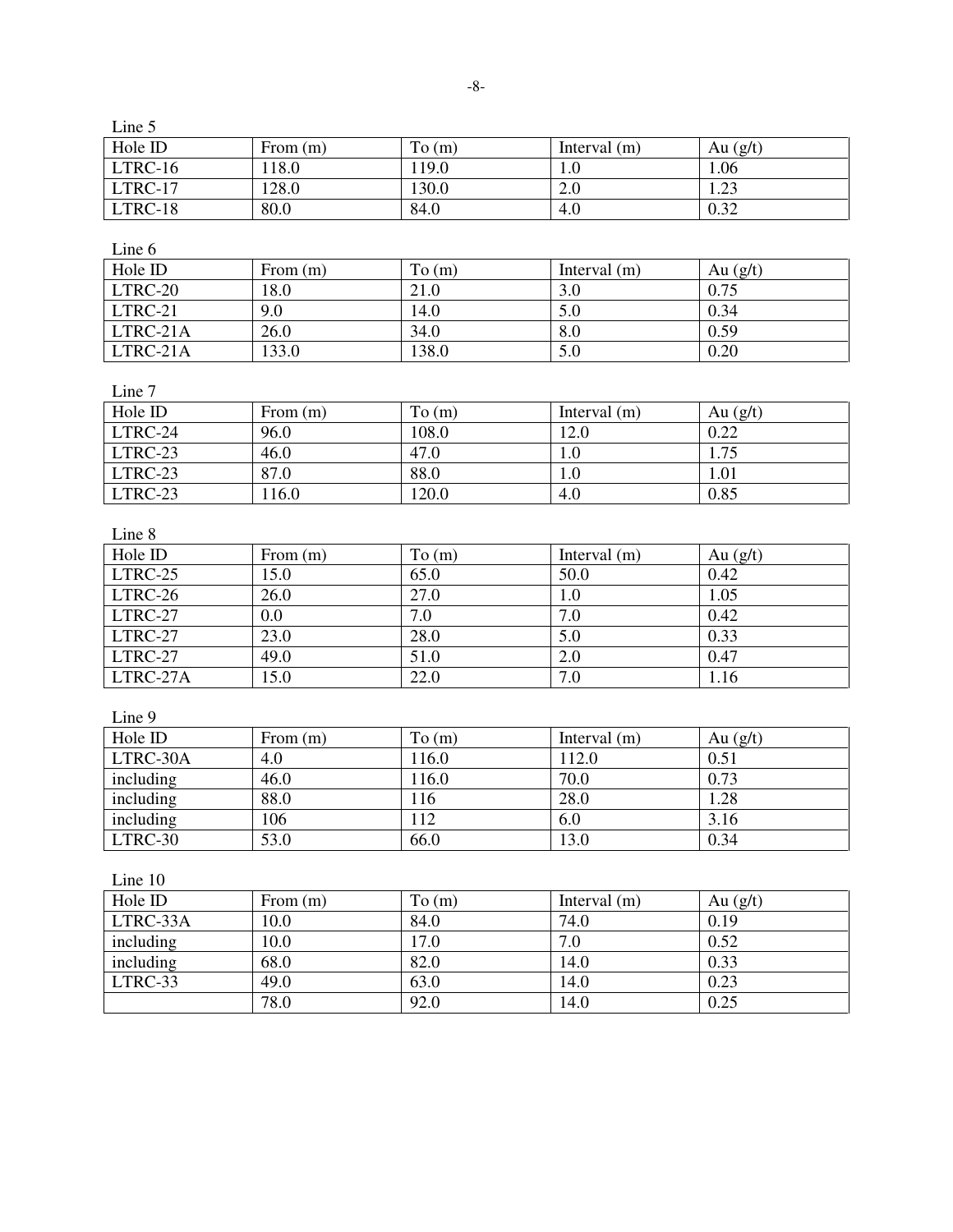Line 5

| Hole ID | From (m) | To (m) | Interval (m) | Au (g/t) |
|---|---|---|---|---|
| LTRC-16 | 118.0 | 119.0 | 1.0 | 1.06 |
| LTRC-17 | 128.0 | 130.0 | 2.0 | 1.23 |
| LTRC-18 | 80.0 | 84.0 | 4.0 | 0.32 |

Line 6

| Hole ID | From (m) | To (m) | Interval (m) | Au (g/t) |
|---|---|---|---|---|
| LTRC-20 | 18.0 | 21.0 | 3.0 | 0.75 |
| LTRC-21 | 9.0 | 14.0 | 5.0 | 0.34 |
| LTRC-21A | 26.0 | 34.0 | 8.0 | 0.59 |
| LTRC-21A | 133.0 | 138.0 | 5.0 | 0.20 |

Line 7

| Hole ID | From (m) | To (m) | Interval (m) | Au (g/t) |
|---|---|---|---|---|
| LTRC-24 | 96.0 | 108.0 | 12.0 | 0.22 |
| LTRC-23 | 46.0 | 47.0 | 1.0 | 1.75 |
| LTRC-23 | 87.0 | 88.0 | 1.0 | 1.01 |
| LTRC-23 | 116.0 | 120.0 | 4.0 | 0.85 |

Line 8

| Hole ID | From (m) | To (m) | Interval (m) | Au (g/t) |
|---|---|---|---|---|
| LTRC-25 | 15.0 | 65.0 | 50.0 | 0.42 |
| LTRC-26 | 26.0 | 27.0 | 1.0 | 1.05 |
| LTRC-27 | 0.0 | 7.0 | 7.0 | 0.42 |
| LTRC-27 | 23.0 | 28.0 | 5.0 | 0.33 |
| LTRC-27 | 49.0 | 51.0 | 2.0 | 0.47 |
| LTRC-27A | 15.0 | 22.0 | 7.0 | 1.16 |

Line 9

| Hole ID | From (m) | To (m) | Interval (m) | Au (g/t) |
|---|---|---|---|---|
| LTRC-30A | 4.0 | 116.0 | 112.0 | 0.51 |
| including | 46.0 | 116.0 | 70.0 | 0.73 |
| including | 88.0 | 116 | 28.0 | 1.28 |
| including | 106 | 112 | 6.0 | 3.16 |
| LTRC-30 | 53.0 | 66.0 | 13.0 | 0.34 |

Line 10

| Hole ID | From (m) | To (m) | Interval (m) | Au (g/t) |
|---|---|---|---|---|
| LTRC-33A | 10.0 | 84.0 | 74.0 | 0.19 |
| including | 10.0 | 17.0 | 7.0 | 0.52 |
| including | 68.0 | 82.0 | 14.0 | 0.33 |
| LTRC-33 | 49.0 | 63.0 | 14.0 | 0.23 |
| | 78.0 | 92.0 | 14.0 | 0.25 |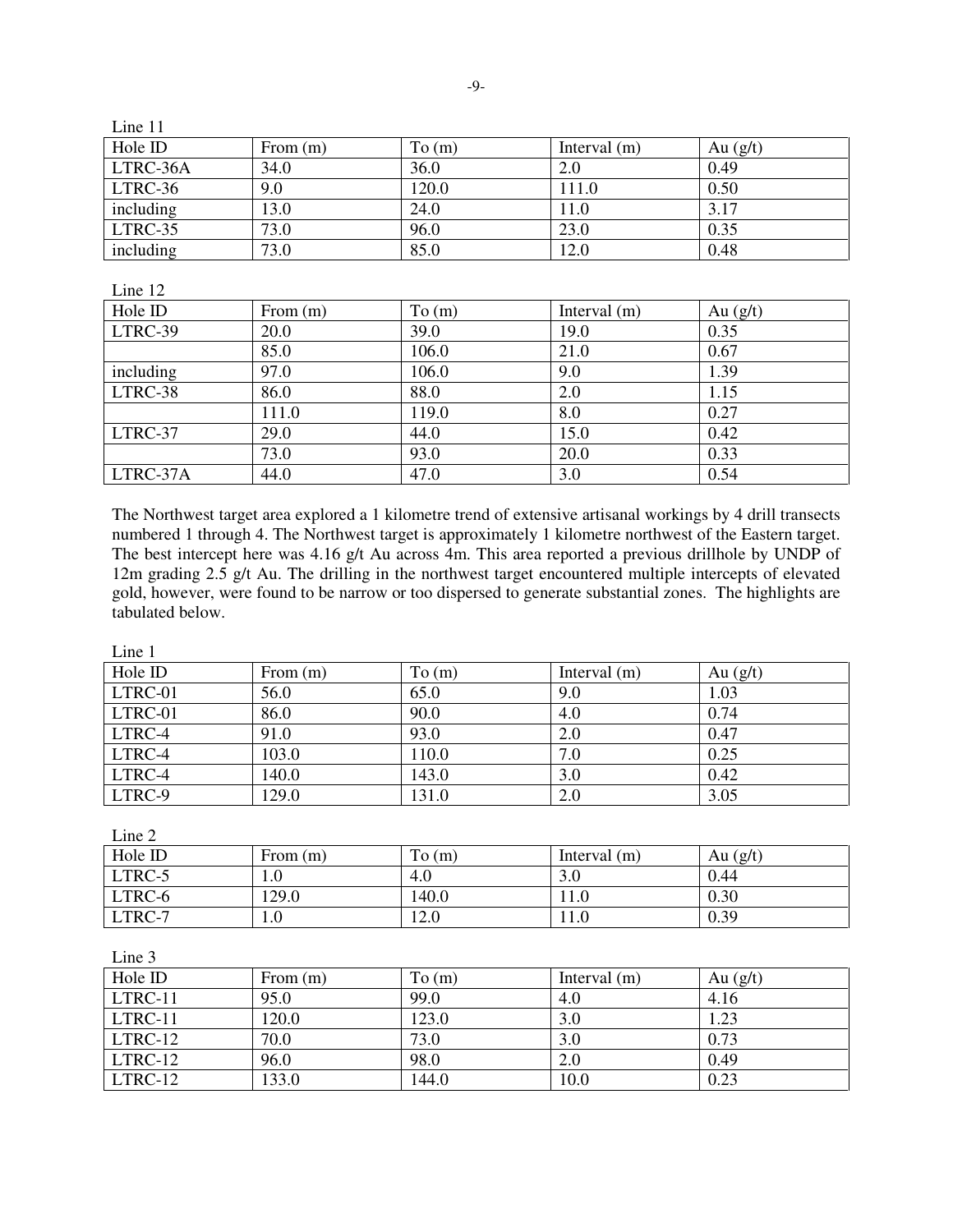Line 11

| Hole ID | From (m) | To (m) | Interval (m) | Au (g/t) |
|---|---|---|---|---|
| LTRC-36A | 34.0 | 36.0 | 2.0 | 0.49 |
| LTRC-36 | 9.0 | 120.0 | 111.0 | 0.50 |
| including | 13.0 | 24.0 | 11.0 | 3.17 |
| LTRC-35 | 73.0 | 96.0 | 23.0 | 0.35 |
| including | 73.0 | 85.0 | 12.0 | 0.48 |

Line 12

| Hole ID | From (m) | To (m) | Interval (m) | Au (g/t) |
|---|---|---|---|---|
| LTRC-39 | 20.0 | 39.0 | 19.0 | 0.35 |
| | 85.0 | 106.0 | 21.0 | 0.67 |
| including | 97.0 | 106.0 | 9.0 | 1.39 |
| LTRC-38 | 86.0 | 88.0 | 2.0 | 1.15 |
| | 111.0 | 119.0 | 8.0 | 0.27 |
| LTRC-37 | 29.0 | 44.0 | 15.0 | 0.42 |
| | 73.0 | 93.0 | 20.0 | 0.33 |
| LTRC-37A | 44.0 | 47.0 | 3.0 | 0.54 |

The Northwest target area explored a 1 kilometre trend of extensive artisanal workings by 4 drill transects numbered 1 through 4. The Northwest target is approximately 1 kilometre northwest of the Eastern target. The best intercept here was 4.16 g/t Au across 4m. This area reported a previous drillhole by UNDP of 12m grading 2.5 g/t Au. The drilling in the northwest target encountered multiple intercepts of elevated gold, however, were found to be narrow or too dispersed to generate substantial zones. The highlights are tabulated below.

Line 1

| Hole ID | From (m) | To (m) | Interval (m) | Au (g/t) |
|---|---|---|---|---|
| LTRC-01 | 56.0 | 65.0 | 9.0 | 1.03 |
| LTRC-01 | 86.0 | 90.0 | 4.0 | 0.74 |
| LTRC-4 | 91.0 | 93.0 | 2.0 | 0.47 |
| LTRC-4 | 103.0 | 110.0 | 7.0 | 0.25 |
| LTRC-4 | 140.0 | 143.0 | 3.0 | 0.42 |
| LTRC-9 | 129.0 | 131.0 | 2.0 | 3.05 |

Line 2

| Hole ID | From (m) | To (m) | Interval (m) | Au (g/t) |
|---|---|---|---|---|
| LTRC-5 | 1.0 | 4.0 | 3.0 | 0.44 |
| LTRC-6 | 129.0 | 140.0 | 11.0 | 0.30 |
| LTRC-7 | 1.0 | 12.0 | 11.0 | 0.39 |

Line 3

| Hole ID | From (m) | To (m) | Interval (m) | Au (g/t) |
|---|---|---|---|---|
| LTRC-11 | 95.0 | 99.0 | 4.0 | 4.16 |
| LTRC-11 | 120.0 | 123.0 | 3.0 | 1.23 |
| LTRC-12 | 70.0 | 73.0 | 3.0 | 0.73 |
| LTRC-12 | 96.0 | 98.0 | 2.0 | 0.49 |
| LTRC-12 | 133.0 | 144.0 | 10.0 | 0.23 |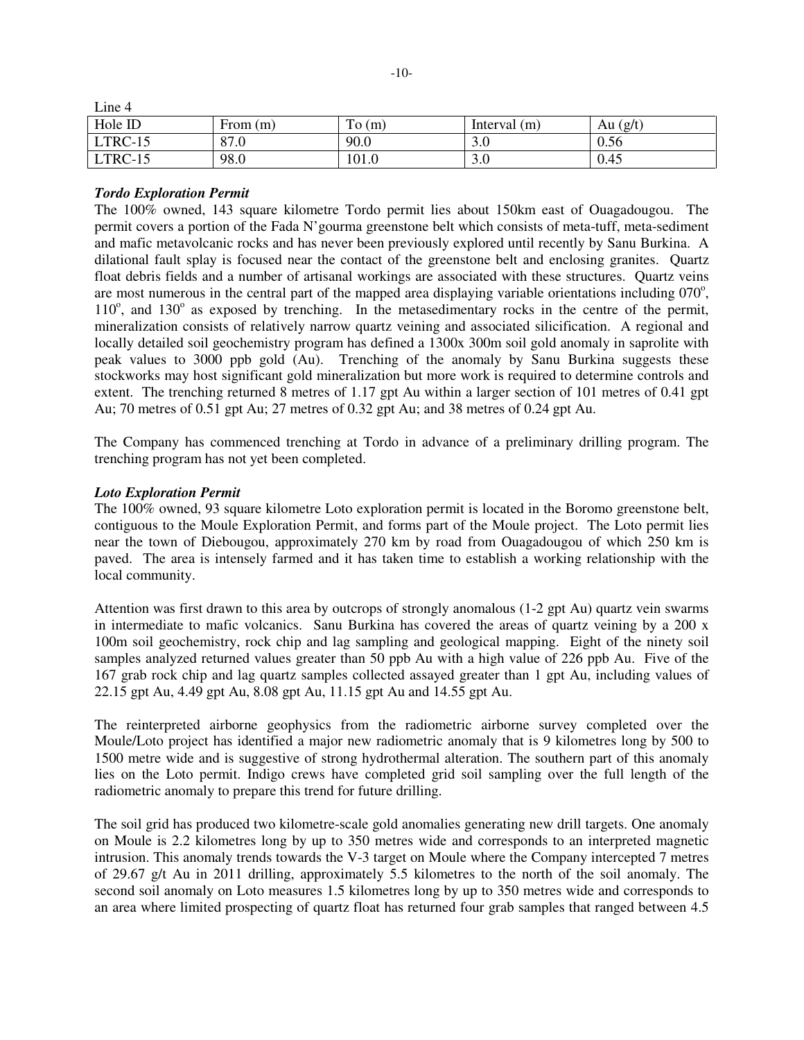Line 4

| Hole ID | From (m) | To (m) | Interval (m) | Au (g/t) |
|---|---|---|---|---|
| LTRC-15 | 87.0 | 90.0 | 3.0 | 0.56 |
| LTRC-15 | 98.0 | 101.0 | 3.0 | 0.45 |

***Tordo Exploration Permit***

The 100% owned, 143 square kilometre Tordo permit lies about 150km east of Ouagadougou. The permit covers a portion of the Fada N'gourma greenstone belt which consists of meta-tuff, meta-sediment and mafic metavolcanic rocks and has never been previously explored until recently by Sanu Burkina. A dilational fault splay is focused near the contact of the greenstone belt and enclosing granites. Quartz float debris fields and a number of artisanal workings are associated with these structures. Quartz veins are most numerous in the central part of the mapped area displaying variable orientations including 070°, 110°, and 130° as exposed by trenching. In the metasedimentary rocks in the centre of the permit, mineralization consists of relatively narrow quartz veining and associated silicification. A regional and locally detailed soil geochemistry program has defined a 1300x 300m soil gold anomaly in saprolite with peak values to 3000 ppb gold (Au). Trenching of the anomaly by Sanu Burkina suggests these stockworks may host significant gold mineralization but more work is required to determine controls and extent. The trenching returned 8 metres of 1.17 gpt Au within a larger section of 101 metres of 0.41 gpt Au; 70 metres of 0.51 gpt Au; 27 metres of 0.32 gpt Au; and 38 metres of 0.24 gpt Au.

The Company has commenced trenching at Tordo in advance of a preliminary drilling program. The trenching program has not yet been completed.

***Loto Exploration Permit***

The 100% owned, 93 square kilometre Loto exploration permit is located in the Boromo greenstone belt, contiguous to the Moule Exploration Permit, and forms part of the Moule project. The Loto permit lies near the town of Diebougou, approximately 270 km by road from Ouagadougou of which 250 km is paved. The area is intensely farmed and it has taken time to establish a working relationship with the local community.

Attention was first drawn to this area by outcrops of strongly anomalous (1-2 gpt Au) quartz vein swarms in intermediate to mafic volcanics. Sanu Burkina has covered the areas of quartz veining by a 200 x 100m soil geochemistry, rock chip and lag sampling and geological mapping. Eight of the ninety soil samples analyzed returned values greater than 50 ppb Au with a high value of 226 ppb Au. Five of the 167 grab rock chip and lag quartz samples collected assayed greater than 1 gpt Au, including values of 22.15 gpt Au, 4.49 gpt Au, 8.08 gpt Au, 11.15 gpt Au and 14.55 gpt Au.

The reinterpreted airborne geophysics from the radiometric airborne survey completed over the Moule/Loto project has identified a major new radiometric anomaly that is 9 kilometres long by 500 to 1500 metre wide and is suggestive of strong hydrothermal alteration. The southern part of this anomaly lies on the Loto permit. Indigo crews have completed grid soil sampling over the full length of the radiometric anomaly to prepare this trend for future drilling.

The soil grid has produced two kilometre-scale gold anomalies generating new drill targets. One anomaly on Moule is 2.2 kilometres long by up to 350 metres wide and corresponds to an interpreted magnetic intrusion. This anomaly trends towards the V-3 target on Moule where the Company intercepted 7 metres of 29.67 g/t Au in 2011 drilling, approximately 5.5 kilometres to the north of the soil anomaly. The second soil anomaly on Loto measures 1.5 kilometres long by up to 350 metres wide and corresponds to an area where limited prospecting of quartz float has returned four grab samples that ranged between 4.5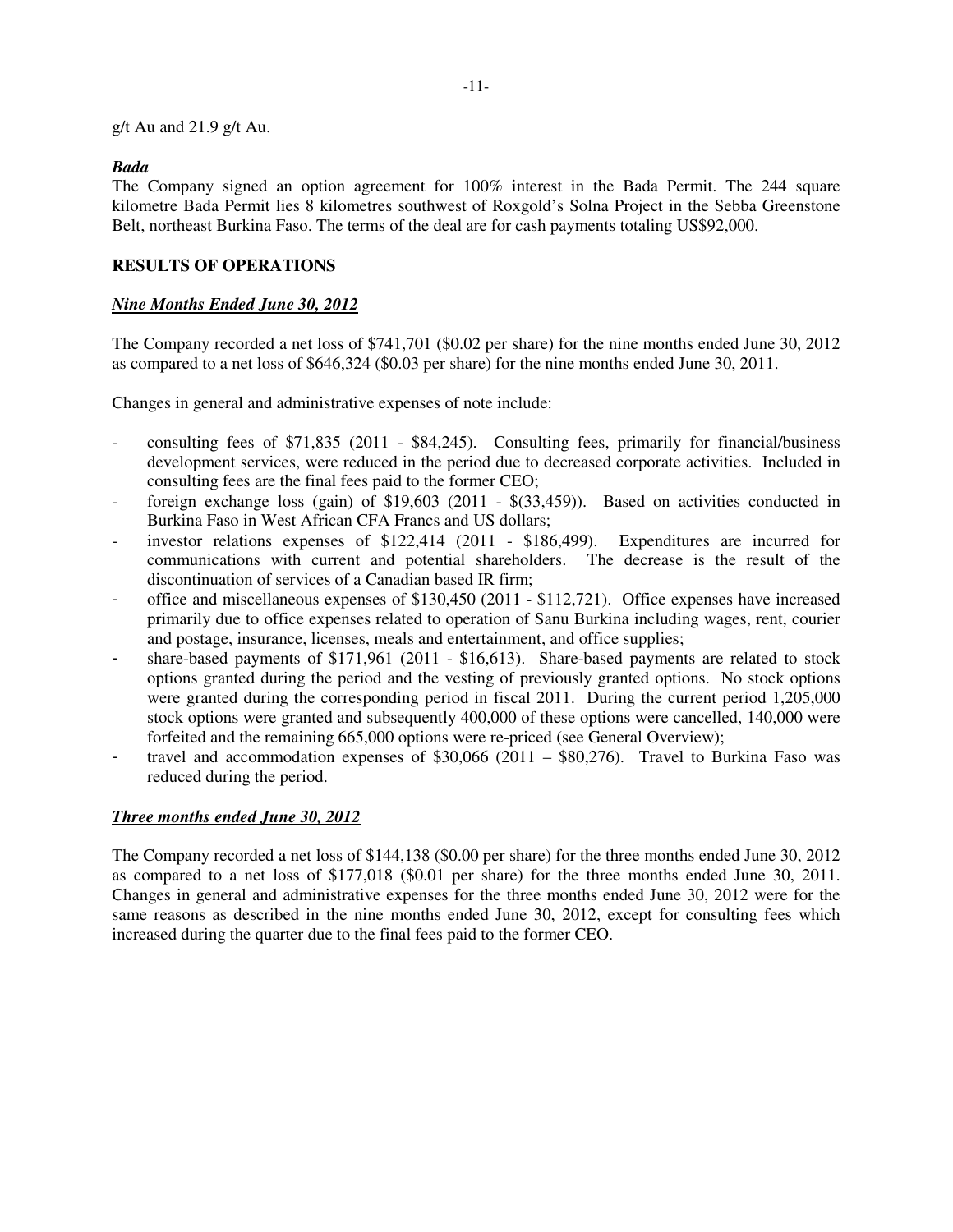g/t Au and 21.9 g/t Au.

***Bada***

The Company signed an option agreement for 100% interest in the Bada Permit. The 244 square kilometre Bada Permit lies 8 kilometres southwest of Roxgold's Solna Project in the Sebba Greenstone Belt, northeast Burkina Faso. The terms of the deal are for cash payments totaling US$92,000.

## RESULTS OF OPERATIONS

### ***Nine Months Ended June 30, 2012***

The Company recorded a net loss of $741,701 ($0.02 per share) for the nine months ended June 30, 2012 as compared to a net loss of $646,324 ($0.03 per share) for the nine months ended June 30, 2011.

Changes in general and administrative expenses of note include:

- consulting fees of $71,835 (2011 - $84,245). Consulting fees, primarily for financial/business development services, were reduced in the period due to decreased corporate activities. Included in consulting fees are the final fees paid to the former CEO;
- foreign exchange loss (gain) of $19,603 (2011 - $(33,459)). Based on activities conducted in Burkina Faso in West African CFA Francs and US dollars;
- investor relations expenses of $122,414 (2011 - $186,499). Expenditures are incurred for communications with current and potential shareholders. The decrease is the result of the discontinuation of services of a Canadian based IR firm;
- office and miscellaneous expenses of $130,450 (2011 - $112,721). Office expenses have increased primarily due to office expenses related to operation of Sanu Burkina including wages, rent, courier and postage, insurance, licenses, meals and entertainment, and office supplies;
- share-based payments of $171,961 (2011 - $16,613). Share-based payments are related to stock options granted during the period and the vesting of previously granted options. No stock options were granted during the corresponding period in fiscal 2011. During the current period 1,205,000 stock options were granted and subsequently 400,000 of these options were cancelled, 140,000 were forfeited and the remaining 665,000 options were re-priced (see General Overview);
- travel and accommodation expenses of $30,066 (2011 – $80,276). Travel to Burkina Faso was reduced during the period.

### ***Three months ended June 30, 2012***

The Company recorded a net loss of $144,138 ($0.00 per share) for the three months ended June 30, 2012 as compared to a net loss of $177,018 ($0.01 per share) for the three months ended June 30, 2011. Changes in general and administrative expenses for the three months ended June 30, 2012 were for the same reasons as described in the nine months ended June 30, 2012, except for consulting fees which increased during the quarter due to the final fees paid to the former CEO.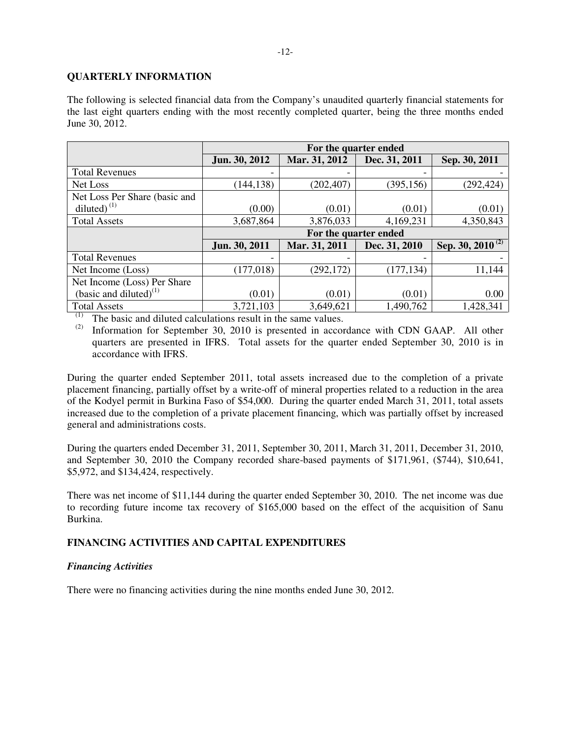## QUARTERLY INFORMATION

The following is selected financial data from the Company's unaudited quarterly financial statements for the last eight quarters ending with the most recently completed quarter, being the three months ended June 30, 2012.

| | For the quarter ended | | | |
|---|---|---|---|---|
| | **Jun. 30, 2012** | **Mar. 31, 2012** | **Dec. 31, 2011** | **Sep. 30, 2011** |
| Total Revenues | - | - | - | - |
| Net Loss | (144,138) | (202,407) | (395,156) | (292,424) |
| Net Loss Per Share (basic and diluted) [(1)] | (0.00) | (0.01) | (0.01) | (0.01) |
| Total Assets | 3,687,864 | 3,876,033 | 4,169,231 | 4,350,843 |
| | **For the quarter ended** | | | |
| | **Jun. 30, 2011** | **Mar. 31, 2011** | **Dec. 31, 2010** | **Sep. 30, 2010 [(2)]** |
| Total Revenues | - | - | - | - |
| Net Income (Loss) | (177,018) | (292,172) | (177,134) | 11,144 |
| Net Income (Loss) Per Share (basic and diluted)[(1)] | (0.01) | (0.01) | (0.01) | 0.00 |
| Total Assets | 3,721,103 | 3,649,621 | 1,490,762 | 1,428,341 |

(1) The basic and diluted calculations result in the same values.

(2) Information for September 30, 2010 is presented in accordance with CDN GAAP. All other quarters are presented in IFRS. Total assets for the quarter ended September 30, 2010 is in accordance with IFRS.

During the quarter ended September 2011, total assets increased due to the completion of a private placement financing, partially offset by a write-off of mineral properties related to a reduction in the area of the Kodyel permit in Burkina Faso of $54,000. During the quarter ended March 31, 2011, total assets increased due to the completion of a private placement financing, which was partially offset by increased general and administrations costs.

During the quarters ended December 31, 2011, September 30, 2011, March 31, 2011, December 31, 2010, and September 30, 2010 the Company recorded share-based payments of $171,961, ($744), $10,641, $5,972, and $134,424, respectively.

There was net income of $11,144 during the quarter ended September 30, 2010. The net income was due to recording future income tax recovery of $165,000 based on the effect of the acquisition of Sanu Burkina.

## FINANCING ACTIVITIES AND CAPITAL EXPENDITURES

### *Financing Activities*

There were no financing activities during the nine months ended June 30, 2012.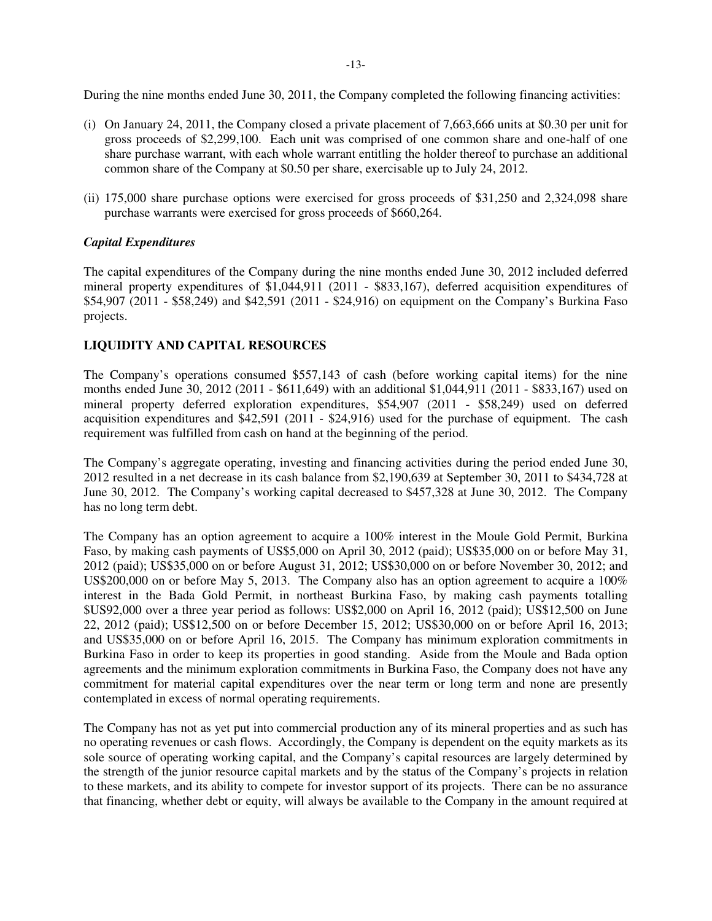During the nine months ended June 30, 2011, the Company completed the following financing activities:

(i) On January 24, 2011, the Company closed a private placement of 7,663,666 units at $0.30 per unit for gross proceeds of $2,299,100. Each unit was comprised of one common share and one-half of one share purchase warrant, with each whole warrant entitling the holder thereof to purchase an additional common share of the Company at $0.50 per share, exercisable up to July 24, 2012.

(ii) 175,000 share purchase options were exercised for gross proceeds of $31,250 and 2,324,098 share purchase warrants were exercised for gross proceeds of $660,264.

***Capital Expenditures***

The capital expenditures of the Company during the nine months ended June 30, 2012 included deferred mineral property expenditures of $1,044,911 (2011 - $833,167), deferred acquisition expenditures of $54,907 (2011 - $58,249) and $42,591 (2011 - $24,916) on equipment on the Company's Burkina Faso projects.

## LIQUIDITY AND CAPITAL RESOURCES

The Company's operations consumed $557,143 of cash (before working capital items) for the nine months ended June 30, 2012 (2011 - $611,649) with an additional $1,044,911 (2011 - $833,167) used on mineral property deferred exploration expenditures, $54,907 (2011 - $58,249) used on deferred acquisition expenditures and $42,591 (2011 - $24,916) used for the purchase of equipment. The cash requirement was fulfilled from cash on hand at the beginning of the period.

The Company's aggregate operating, investing and financing activities during the period ended June 30, 2012 resulted in a net decrease in its cash balance from $2,190,639 at September 30, 2011 to $434,728 at June 30, 2012. The Company's working capital decreased to $457,328 at June 30, 2012. The Company has no long term debt.

The Company has an option agreement to acquire a 100% interest in the Moule Gold Permit, Burkina Faso, by making cash payments of US$5,000 on April 30, 2012 (paid); US$35,000 on or before May 31, 2012 (paid); US$35,000 on or before August 31, 2012; US$30,000 on or before November 30, 2012; and US$200,000 on or before May 5, 2013. The Company also has an option agreement to acquire a 100% interest in the Bada Gold Permit, in northeast Burkina Faso, by making cash payments totalling $US92,000 over a three year period as follows: US$2,000 on April 16, 2012 (paid); US$12,500 on June 22, 2012 (paid); US$12,500 on or before December 15, 2012; US$30,000 on or before April 16, 2013; and US$35,000 on or before April 16, 2015. The Company has minimum exploration commitments in Burkina Faso in order to keep its properties in good standing. Aside from the Moule and Bada option agreements and the minimum exploration commitments in Burkina Faso, the Company does not have any commitment for material capital expenditures over the near term or long term and none are presently contemplated in excess of normal operating requirements.

The Company has not as yet put into commercial production any of its mineral properties and as such has no operating revenues or cash flows. Accordingly, the Company is dependent on the equity markets as its sole source of operating working capital, and the Company's capital resources are largely determined by the strength of the junior resource capital markets and by the status of the Company's projects in relation to these markets, and its ability to compete for investor support of its projects. There can be no assurance that financing, whether debt or equity, will always be available to the Company in the amount required at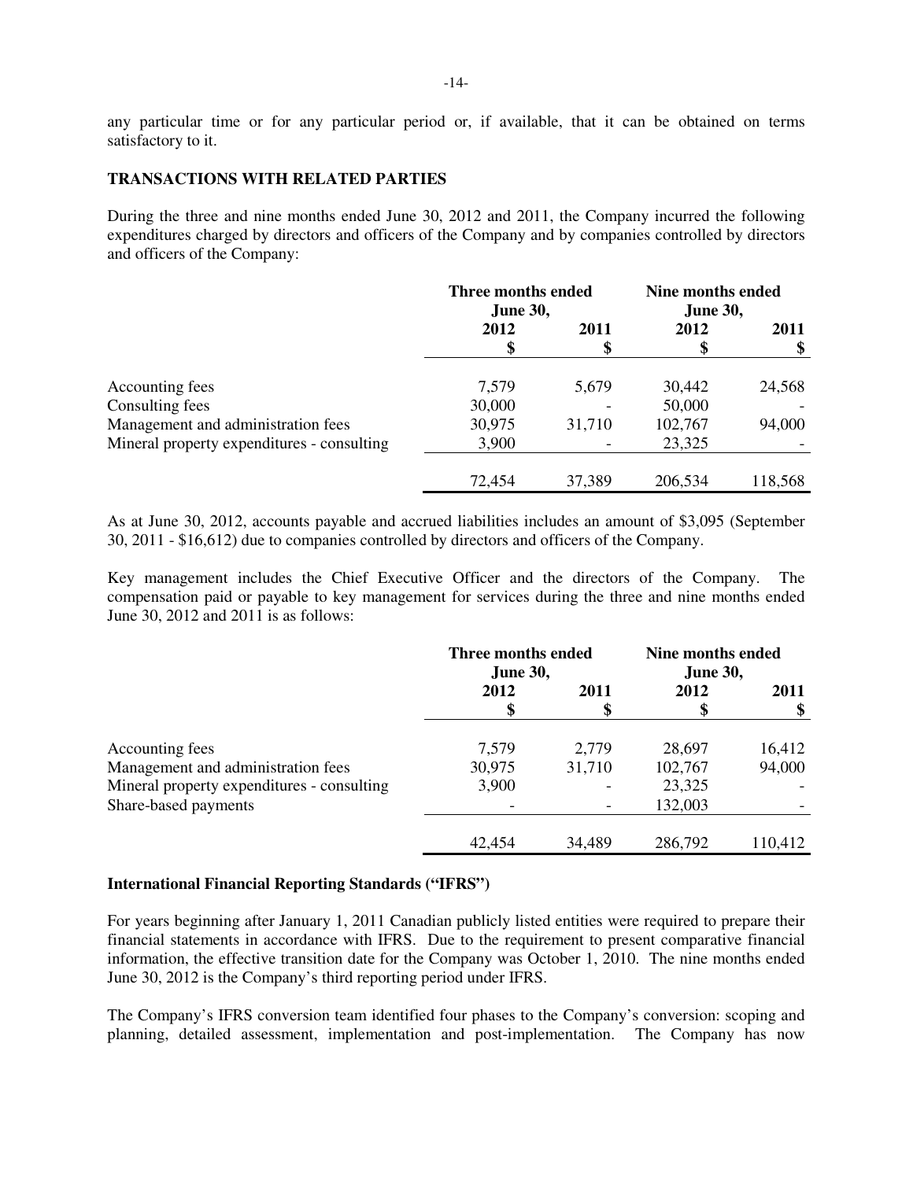any particular time or for any particular period or, if available, that it can be obtained on terms satisfactory to it.

**TRANSACTIONS WITH RELATED PARTIES**

During the three and nine months ended June 30, 2012 and 2011, the Company incurred the following expenditures charged by directors and officers of the Company and by companies controlled by directors and officers of the Company:

| | Three months ended June 30, | | Nine months ended June 30, | |
|---|---|---|---|---|
| | 2012 | 2011 | 2012 | 2011 |
| | $ | $ | $ | $ |
| Accounting fees | 7,579 | 5,679 | 30,442 | 24,568 |
| Consulting fees | 30,000 | - | 50,000 | - |
| Management and administration fees | 30,975 | 31,710 | 102,767 | 94,000 |
| Mineral property expenditures - consulting | 3,900 | - | 23,325 | - |
| | 72,454 | 37,389 | 206,534 | 118,568 |

As at June 30, 2012, accounts payable and accrued liabilities includes an amount of $3,095 (September 30, 2011 - $16,612) due to companies controlled by directors and officers of the Company.

Key management includes the Chief Executive Officer and the directors of the Company. The compensation paid or payable to key management for services during the three and nine months ended June 30, 2012 and 2011 is as follows:

| | Three months ended June 30, | | Nine months ended June 30, | |
|---|---|---|---|---|
| | 2012 | 2011 | 2012 | 2011 |
| | $ | $ | $ | $ |
| Accounting fees | 7,579 | 2,779 | 28,697 | 16,412 |
| Management and administration fees | 30,975 | 31,710 | 102,767 | 94,000 |
| Mineral property expenditures - consulting | 3,900 | - | 23,325 | - |
| Share-based payments | - | - | 132,003 | - |
| | 42,454 | 34,489 | 286,792 | 110,412 |

**International Financial Reporting Standards ("IFRS")**

For years beginning after January 1, 2011 Canadian publicly listed entities were required to prepare their financial statements in accordance with IFRS. Due to the requirement to present comparative financial information, the effective transition date for the Company was October 1, 2010. The nine months ended June 30, 2012 is the Company's third reporting period under IFRS.

The Company's IFRS conversion team identified four phases to the Company's conversion: scoping and planning, detailed assessment, implementation and post-implementation. The Company has now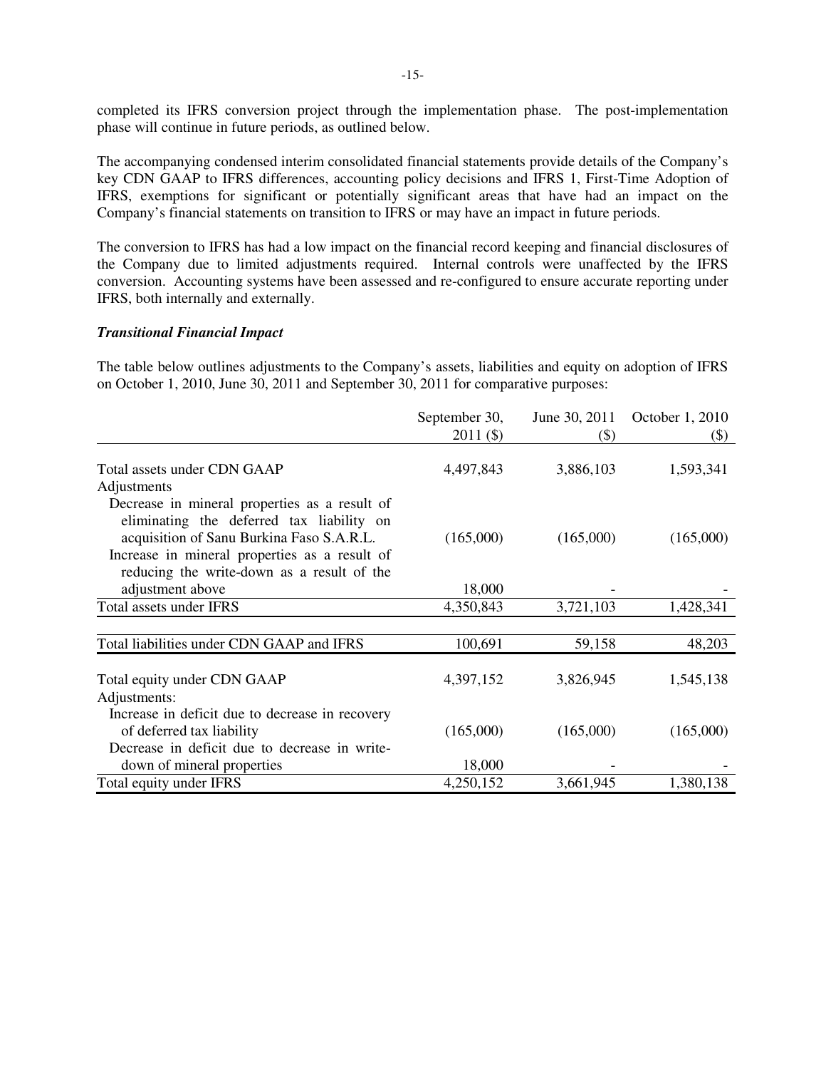completed its IFRS conversion project through the implementation phase. The post-implementation phase will continue in future periods, as outlined below.

The accompanying condensed interim consolidated financial statements provide details of the Company's key CDN GAAP to IFRS differences, accounting policy decisions and IFRS 1, First-Time Adoption of IFRS, exemptions for significant or potentially significant areas that have had an impact on the Company's financial statements on transition to IFRS or may have an impact in future periods.

The conversion to IFRS has had a low impact on the financial record keeping and financial disclosures of the Company due to limited adjustments required. Internal controls were unaffected by the IFRS conversion. Accounting systems have been assessed and re-configured to ensure accurate reporting under IFRS, both internally and externally.

***Transitional Financial Impact***

The table below outlines adjustments to the Company's assets, liabilities and equity on adoption of IFRS on October 1, 2010, June 30, 2011 and September 30, 2011 for comparative purposes:

| | September 30, 2011 ($) | June 30, 2011 ($) | October 1, 2010 ($) |
|---|---|---|---|
| Total assets under CDN GAAP | 4,497,843 | 3,886,103 | 1,593,341 |
| Adjustments | | | |
| Decrease in mineral properties as a result of eliminating the deferred tax liability on acquisition of Sanu Burkina Faso S.A.R.L. | (165,000) | (165,000) | (165,000) |
| Increase in mineral properties as a result of reducing the write-down as a result of the adjustment above | 18,000 | - | - |
| Total assets under IFRS | 4,350,843 | 3,721,103 | 1,428,341 |
| | | | |
| Total liabilities under CDN GAAP and IFRS | 100,691 | 59,158 | 48,203 |
| | | | |
| Total equity under CDN GAAP | 4,397,152 | 3,826,945 | 1,545,138 |
| Adjustments: | | | |
| Increase in deficit due to decrease in recovery of deferred tax liability | (165,000) | (165,000) | (165,000) |
| Decrease in deficit due to decrease in write-down of mineral properties | 18,000 | - | - |
| Total equity under IFRS | 4,250,152 | 3,661,945 | 1,380,138 |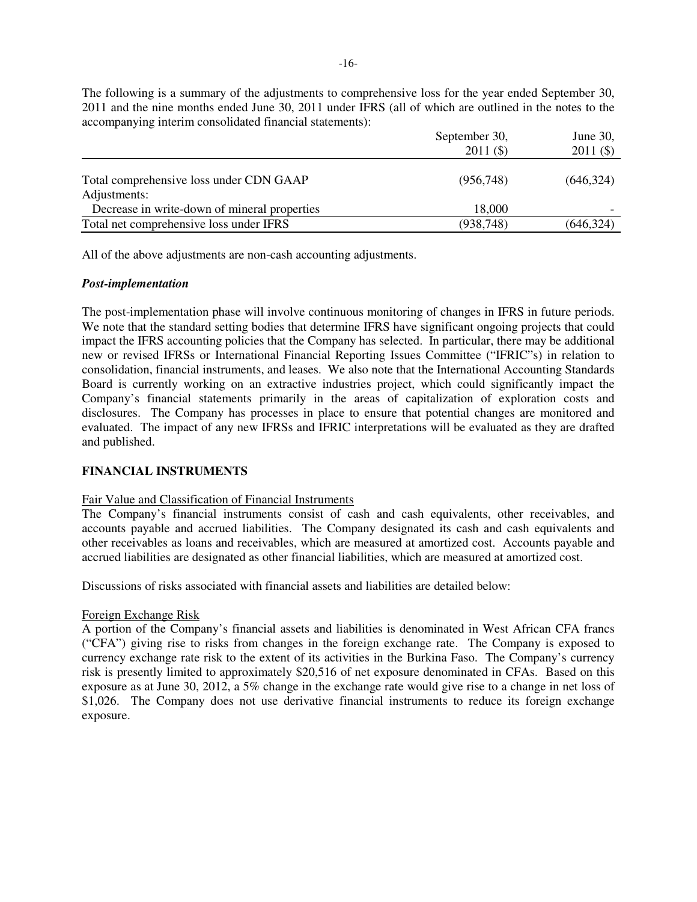The following is a summary of the adjustments to comprehensive loss for the year ended September 30, 2011 and the nine months ended June 30, 2011 under IFRS (all of which are outlined in the notes to the accompanying interim consolidated financial statements):

| | September 30, 2011 ($) | June 30, 2011 ($) |
|---|---|---|
| Total comprehensive loss under CDN GAAP | (956,748) | (646,324) |
| Adjustments: | | |
| Decrease in write-down of mineral properties | 18,000 | - |
| Total net comprehensive loss under IFRS | (938,748) | (646,324) |

All of the above adjustments are non-cash accounting adjustments.

***Post-implementation***

The post-implementation phase will involve continuous monitoring of changes in IFRS in future periods. We note that the standard setting bodies that determine IFRS have significant ongoing projects that could impact the IFRS accounting policies that the Company has selected. In particular, there may be additional new or revised IFRSs or International Financial Reporting Issues Committee ("IFRIC"s) in relation to consolidation, financial instruments, and leases. We also note that the International Accounting Standards Board is currently working on an extractive industries project, which could significantly impact the Company's financial statements primarily in the areas of capitalization of exploration costs and disclosures. The Company has processes in place to ensure that potential changes are monitored and evaluated. The impact of any new IFRSs and IFRIC interpretations will be evaluated as they are drafted and published.

## FINANCIAL INSTRUMENTS

Fair Value and Classification of Financial Instruments

The Company's financial instruments consist of cash and cash equivalents, other receivables, and accounts payable and accrued liabilities. The Company designated its cash and cash equivalents and other receivables as loans and receivables, which are measured at amortized cost. Accounts payable and accrued liabilities are designated as other financial liabilities, which are measured at amortized cost.

Discussions of risks associated with financial assets and liabilities are detailed below:

Foreign Exchange Risk

A portion of the Company's financial assets and liabilities is denominated in West African CFA francs ("CFA") giving rise to risks from changes in the foreign exchange rate. The Company is exposed to currency exchange rate risk to the extent of its activities in the Burkina Faso. The Company's currency risk is presently limited to approximately $20,516 of net exposure denominated in CFAs. Based on this exposure as at June 30, 2012, a 5% change in the exchange rate would give rise to a change in net loss of $1,026. The Company does not use derivative financial instruments to reduce its foreign exchange exposure.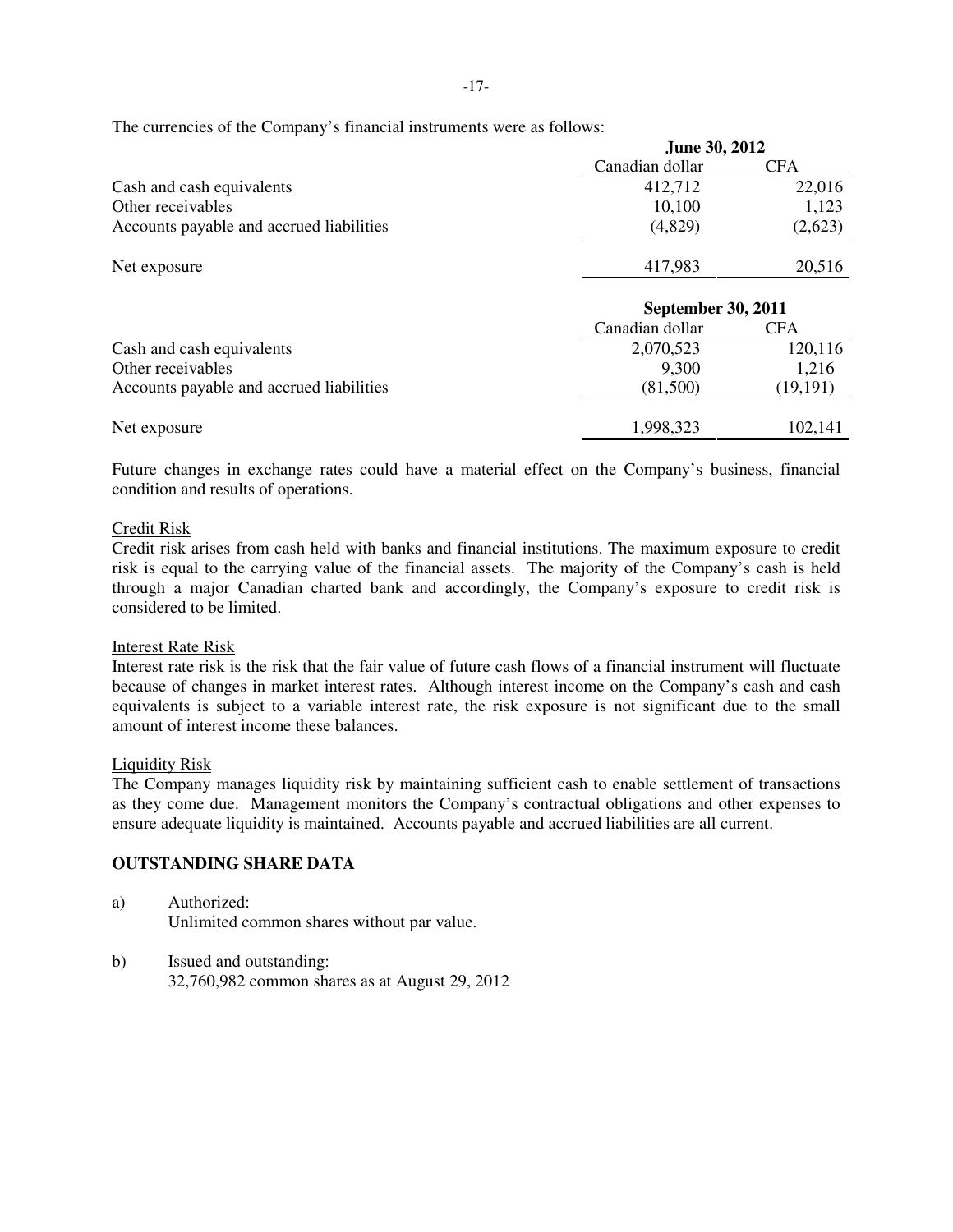The currencies of the Company's financial instruments were as follows:

| | June 30, 2012 | |
|---|---|---|
| | Canadian dollar | CFA |
| Cash and cash equivalents | 412,712 | 22,016 |
| Other receivables | 10,100 | 1,123 |
| Accounts payable and accrued liabilities | (4,829) | (2,623) |
| Net exposure | 417,983 | 20,516 |

| | September 30, 2011 | |
|---|---|---|
| | Canadian dollar | CFA |
| Cash and cash equivalents | 2,070,523 | 120,116 |
| Other receivables | 9,300 | 1,216 |
| Accounts payable and accrued liabilities | (81,500) | (19,191) |
| Net exposure | 1,998,323 | 102,141 |

Future changes in exchange rates could have a material effect on the Company's business, financial condition and results of operations.

Credit Risk

Credit risk arises from cash held with banks and financial institutions. The maximum exposure to credit risk is equal to the carrying value of the financial assets. The majority of the Company's cash is held through a major Canadian charted bank and accordingly, the Company's exposure to credit risk is considered to be limited.

Interest Rate Risk

Interest rate risk is the risk that the fair value of future cash flows of a financial instrument will fluctuate because of changes in market interest rates. Although interest income on the Company's cash and cash equivalents is subject to a variable interest rate, the risk exposure is not significant due to the small amount of interest income these balances.

Liquidity Risk

The Company manages liquidity risk by maintaining sufficient cash to enable settlement of transactions as they come due. Management monitors the Company's contractual obligations and other expenses to ensure adequate liquidity is maintained. Accounts payable and accrued liabilities are all current.

## OUTSTANDING SHARE DATA

a) Authorized:
Unlimited common shares without par value.

b) Issued and outstanding:
32,760,982 common shares as at August 29, 2012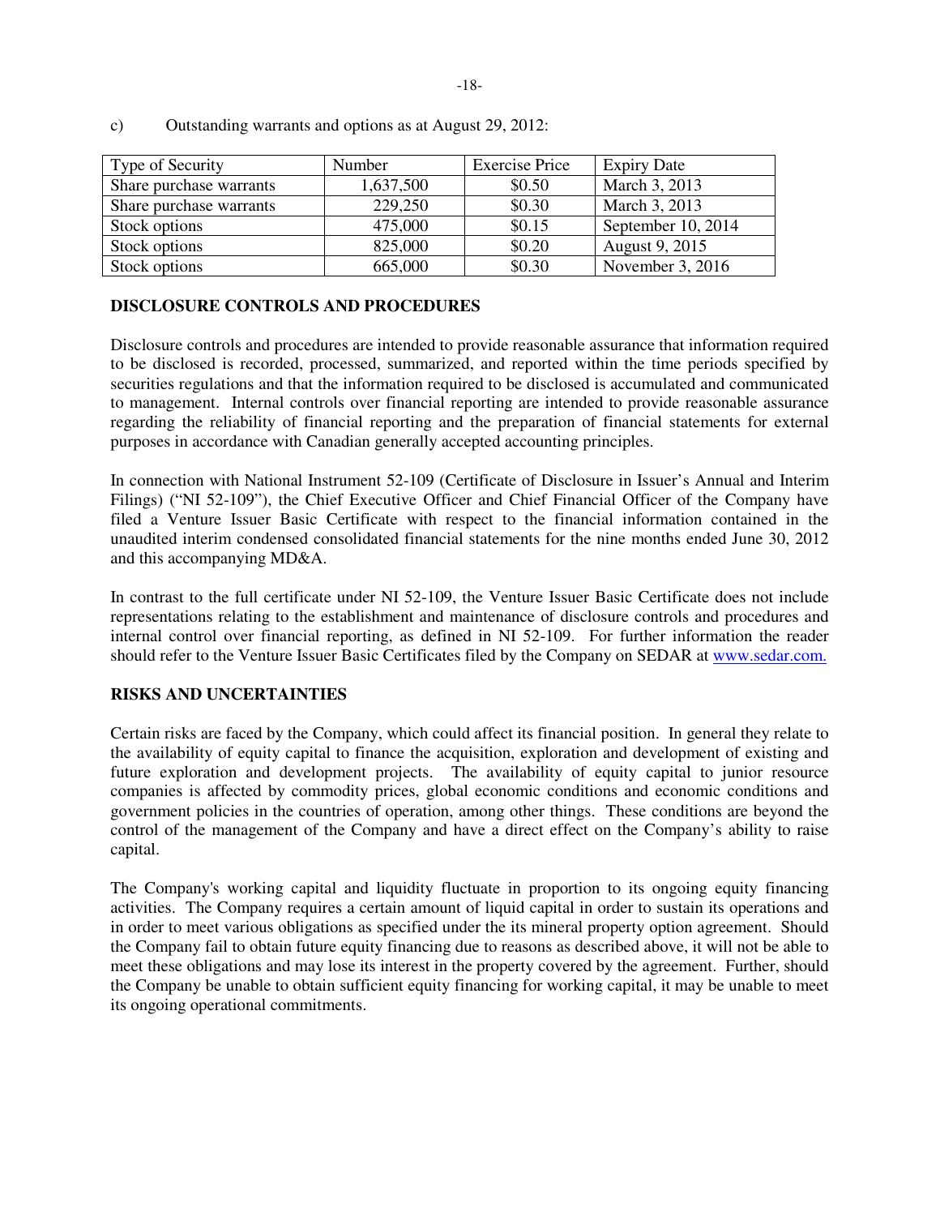c) Outstanding warrants and options as at August 29, 2012:

| Type of Security | Number | Exercise Price | Expiry Date |
|---|---|---|---|
| Share purchase warrants | 1,637,500 | $0.50 | March 3, 2013 |
| Share purchase warrants | 229,250 | $0.30 | March 3, 2013 |
| Stock options | 475,000 | $0.15 | September 10, 2014 |
| Stock options | 825,000 | $0.20 | August 9, 2015 |
| Stock options | 665,000 | $0.30 | November 3, 2016 |

## DISCLOSURE CONTROLS AND PROCEDURES

Disclosure controls and procedures are intended to provide reasonable assurance that information required to be disclosed is recorded, processed, summarized, and reported within the time periods specified by securities regulations and that the information required to be disclosed is accumulated and communicated to management. Internal controls over financial reporting are intended to provide reasonable assurance regarding the reliability of financial reporting and the preparation of financial statements for external purposes in accordance with Canadian generally accepted accounting principles.

In connection with National Instrument 52-109 (Certificate of Disclosure in Issuer's Annual and Interim Filings) ("NI 52-109"), the Chief Executive Officer and Chief Financial Officer of the Company have filed a Venture Issuer Basic Certificate with respect to the financial information contained in the unaudited interim condensed consolidated financial statements for the nine months ended June 30, 2012 and this accompanying MD&A.

In contrast to the full certificate under NI 52-109, the Venture Issuer Basic Certificate does not include representations relating to the establishment and maintenance of disclosure controls and procedures and internal control over financial reporting, as defined in NI 52-109. For further information the reader should refer to the Venture Issuer Basic Certificates filed by the Company on SEDAR at www.sedar.com.

## RISKS AND UNCERTAINTIES

Certain risks are faced by the Company, which could affect its financial position. In general they relate to the availability of equity capital to finance the acquisition, exploration and development of existing and future exploration and development projects. The availability of equity capital to junior resource companies is affected by commodity prices, global economic conditions and economic conditions and government policies in the countries of operation, among other things. These conditions are beyond the control of the management of the Company and have a direct effect on the Company's ability to raise capital.

The Company's working capital and liquidity fluctuate in proportion to its ongoing equity financing activities. The Company requires a certain amount of liquid capital in order to sustain its operations and in order to meet various obligations as specified under the its mineral property option agreement. Should the Company fail to obtain future equity financing due to reasons as described above, it will not be able to meet these obligations and may lose its interest in the property covered by the agreement. Further, should the Company be unable to obtain sufficient equity financing for working capital, it may be unable to meet its ongoing operational commitments.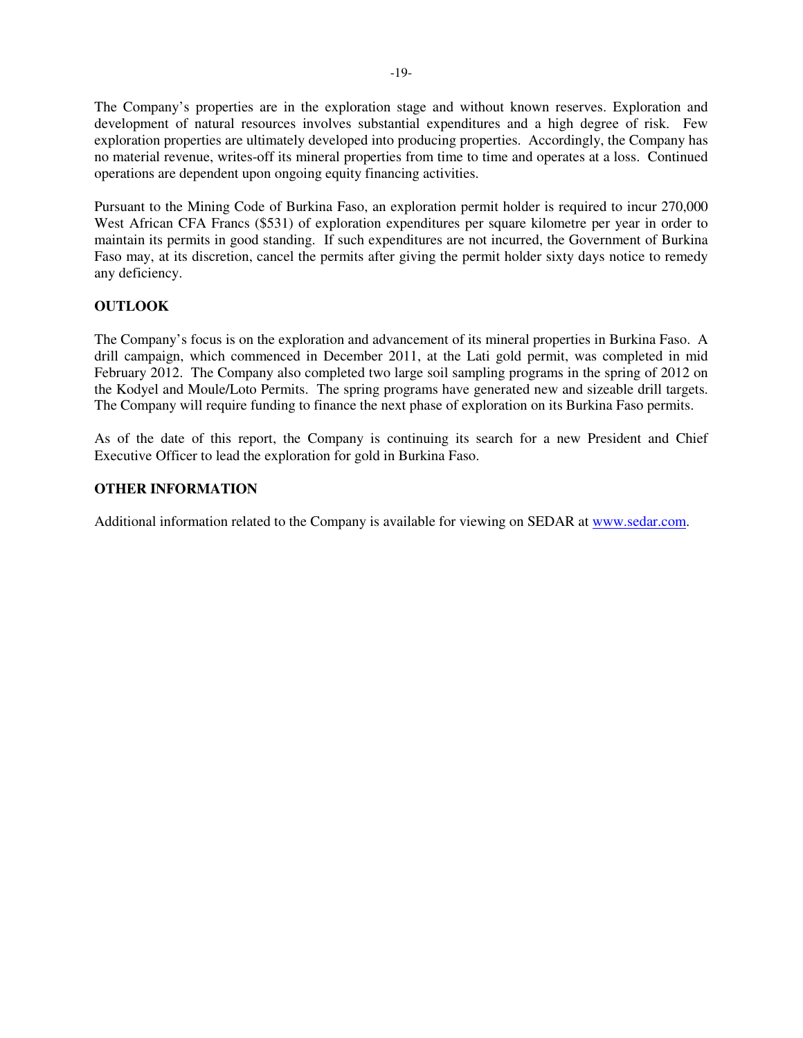The Company's properties are in the exploration stage and without known reserves. Exploration and development of natural resources involves substantial expenditures and a high degree of risk. Few exploration properties are ultimately developed into producing properties. Accordingly, the Company has no material revenue, writes-off its mineral properties from time to time and operates at a loss. Continued operations are dependent upon ongoing equity financing activities.

Pursuant to the Mining Code of Burkina Faso, an exploration permit holder is required to incur 270,000 West African CFA Francs ($531) of exploration expenditures per square kilometre per year in order to maintain its permits in good standing. If such expenditures are not incurred, the Government of Burkina Faso may, at its discretion, cancel the permits after giving the permit holder sixty days notice to remedy any deficiency.

## OUTLOOK

The Company's focus is on the exploration and advancement of its mineral properties in Burkina Faso. A drill campaign, which commenced in December 2011, at the Lati gold permit, was completed in mid February 2012. The Company also completed two large soil sampling programs in the spring of 2012 on the Kodyel and Moule/Loto Permits. The spring programs have generated new and sizeable drill targets. The Company will require funding to finance the next phase of exploration on its Burkina Faso permits.

As of the date of this report, the Company is continuing its search for a new President and Chief Executive Officer to lead the exploration for gold in Burkina Faso.

## OTHER INFORMATION

Additional information related to the Company is available for viewing on SEDAR at www.sedar.com.